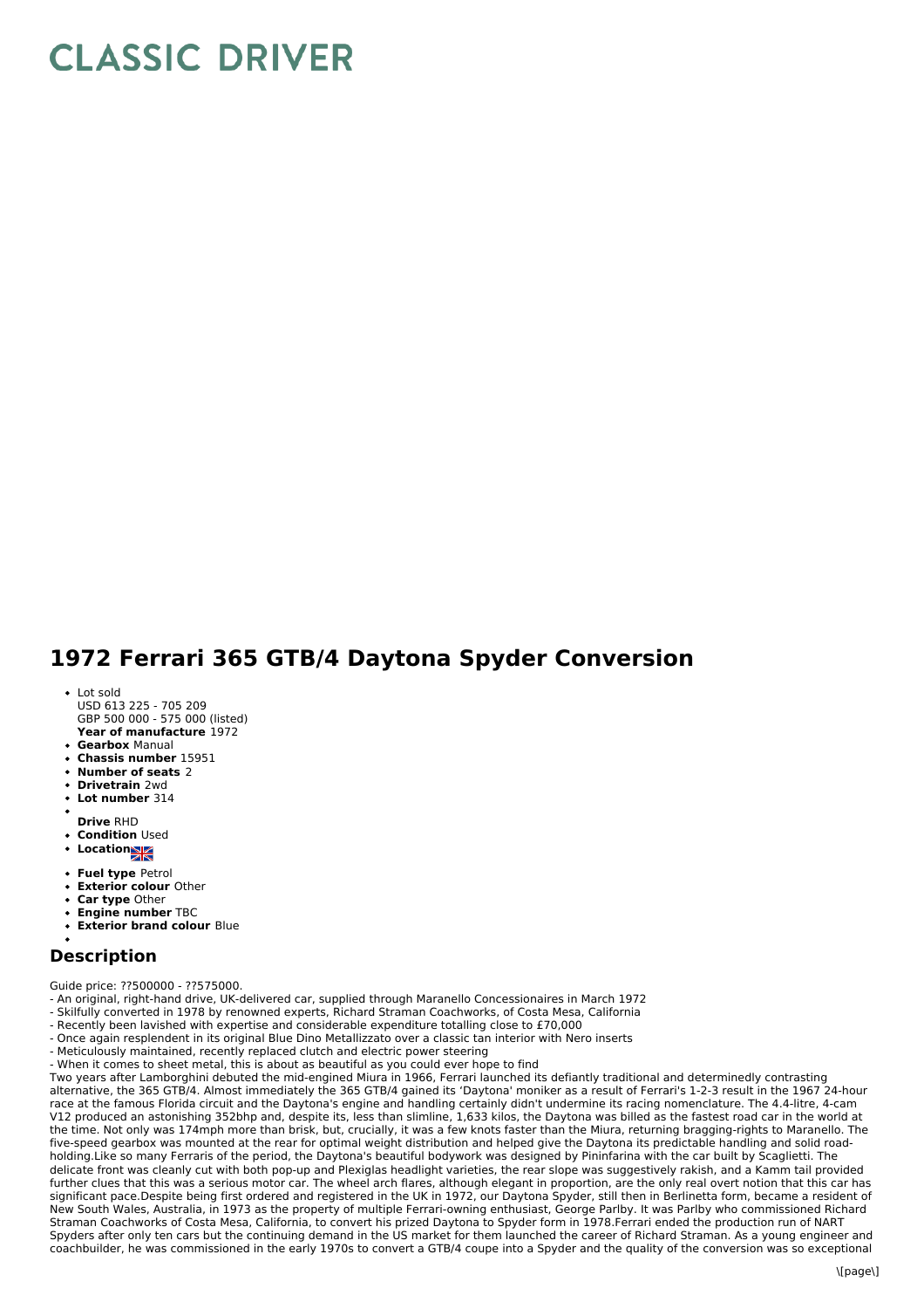# CLASSIC DRIVER

## 1972 Ferrari 365 GTB/4 Daytona Spyder Conversion

- Lot sold
  USD 613 225 - 705 209
  GBP 500 000 - 575 000 (listed)
  **Year of manufacture** 1972
- **Gearbox** Manual
- **Chassis number** 15951
- **Number of seats** 2
- **Drivetrain** 2wd
- **Lot number** 314
- **Drive** RHD
- **Condition** Used
- **Location**
- **Fuel type** Petrol
- **Exterior colour** Other
- **Car type** Other
- **Engine number** TBC
- **Exterior brand colour** Blue

## Description

Guide price: ??500000 - ??575000.
- An original, right-hand drive, UK-delivered car, supplied through Maranello Concessionaires in March 1972
- Skilfully converted in 1978 by renowned experts, Richard Straman Coachworks, of Costa Mesa, California
- Recently been lavished with expertise and considerable expenditure totalling close to £70,000
- Once again resplendent in its original Blue Dino Metallizzato over a classic tan interior with Nero inserts
- Meticulously maintained, recently replaced clutch and electric power steering
- When it comes to sheet metal, this is about as beautiful as you could ever hope to find

Two years after Lamborghini debuted the mid-engined Miura in 1966, Ferrari launched its defiantly traditional and determinedly contrasting alternative, the 365 GTB/4. Almost immediately the 365 GTB/4 gained its 'Daytona' moniker as a result of Ferrari's 1-2-3 result in the 1967 24-hour race at the famous Florida circuit and the Daytona's engine and handling certainly didn't undermine its racing nomenclature. The 4.4-litre, 4-cam V12 produced an astonishing 352bhp and, despite its, less than slimline, 1,633 kilos, the Daytona was billed as the fastest road car in the world at the time. Not only was 174mph more than brisk, but, crucially, it was a few knots faster than the Miura, returning bragging-rights to Maranello. The five-speed gearbox was mounted at the rear for optimal weight distribution and helped give the Daytona its predictable handling and solid road-holding.Like so many Ferraris of the period, the Daytona's beautiful bodywork was designed by Pininfarina with the car built by Scaglietti. The delicate front was cleanly cut with both pop-up and Plexiglas headlight varieties, the rear slope was suggestively rakish, and a Kamm tail provided further clues that this was a serious motor car. The wheel arch flares, although elegant in proportion, are the only real overt notion that this car has significant pace.Despite being first ordered and registered in the UK in 1972, our Daytona Spyder, still then in Berlinetta form, became a resident of New South Wales, Australia, in 1973 as the property of multiple Ferrari-owning enthusiast, George Parlby. It was Parlby who commissioned Richard Straman Coachworks of Costa Mesa, California, to convert his prized Daytona to Spyder form in 1978.Ferrari ended the production run of NART Spyders after only ten cars but the continuing demand in the US market for them launched the career of Richard Straman. As a young engineer and coachbuilder, he was commissioned in the early 1970s to convert a GTB/4 coupe into a Spyder and the quality of the conversion was so exceptional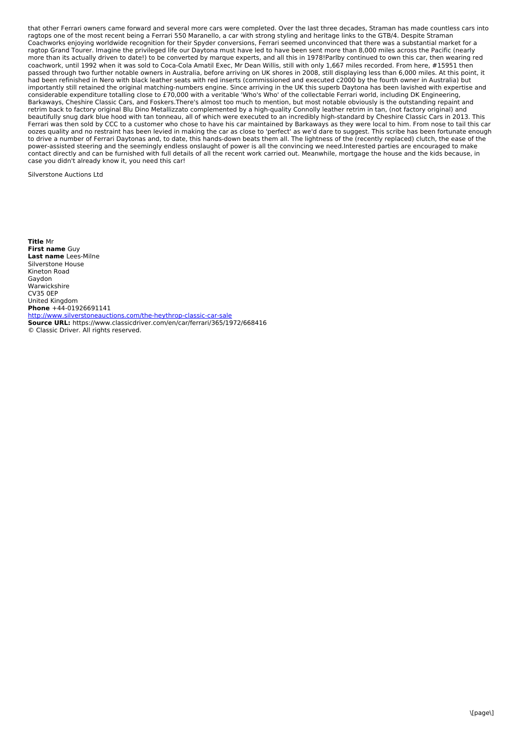that other Ferrari owners came forward and several more cars were completed. Over the last three decades, Straman has made countless cars into ragtops one of the most recent being a Ferrari 550 Maranello, a car with strong styling and heritage links to the GTB/4. Despite Straman Coachworks enjoying worldwide recognition for their Spyder conversions, Ferrari seemed unconvinced that there was a substantial market for a ragtop Grand Tourer. Imagine the privileged life our Daytona must have led to have been sent more than 8,000 miles across the Pacific (nearly more than its actually driven to date!) to be converted by marque experts, and all this in 1978!Parlby continued to own this car, then wearing red coachwork, until 1992 when it was sold to Coca-Cola Amatil Exec, Mr Dean Willis, still with only 1,667 miles recorded. From here, #15951 then passed through two further notable owners in Australia, before arriving on UK shores in 2008, still displaying less than 6,000 miles. At this point, it had been refinished in Nero with black leather seats with red inserts (commissioned and executed c2000 by the fourth owner in Australia) but importantly still retained the original matching-numbers engine. Since arriving in the UK this superb Daytona has been lavished with expertise and considerable expenditure totalling close to £70,000 with a veritable 'Who's Who' of the collectable Ferrari world, including DK Engineering, Barkaways, Cheshire Classic Cars, and Foskers.There's almost too much to mention, but most notable obviously is the outstanding repaint and retrim back to factory original Blu Dino Metallizzato complemented by a high-quality Connolly leather retrim in tan, (not factory original) and beautifully snug dark blue hood with tan tonneau, all of which were executed to an incredibly high-standard by Cheshire Classic Cars in 2013. This Ferrari was then sold by CCC to a customer who chose to have his car maintained by Barkaways as they were local to him. From nose to tail this car oozes quality and no restraint has been levied in making the car as close to 'perfect' as we'd dare to suggest. This scribe has been fortunate enough to drive a number of Ferrari Daytonas and, to date, this hands-down beats them all. The lightness of the (recently replaced) clutch, the ease of the power-assisted steering and the seemingly endless onslaught of power is all the convincing we need.Interested parties are encouraged to make contact directly and can be furnished with full details of all the recent work carried out. Meanwhile, mortgage the house and the kids because, in case you didn't already know it, you need this car!

Silverstone Auctions Ltd

**Title** Mr
**First name** Guy
**Last name** Lees-Milne
Silverstone House
Kineton Road
Gaydon
Warwickshire
CV35 0EP
United Kingdom
**Phone** +44-01926691141
http://www.silverstoneauctions.com/the-heythrop-classic-car-sale
**Source URL:** https://www.classicdriver.com/en/car/ferrari/365/1972/668416
© Classic Driver. All rights reserved.